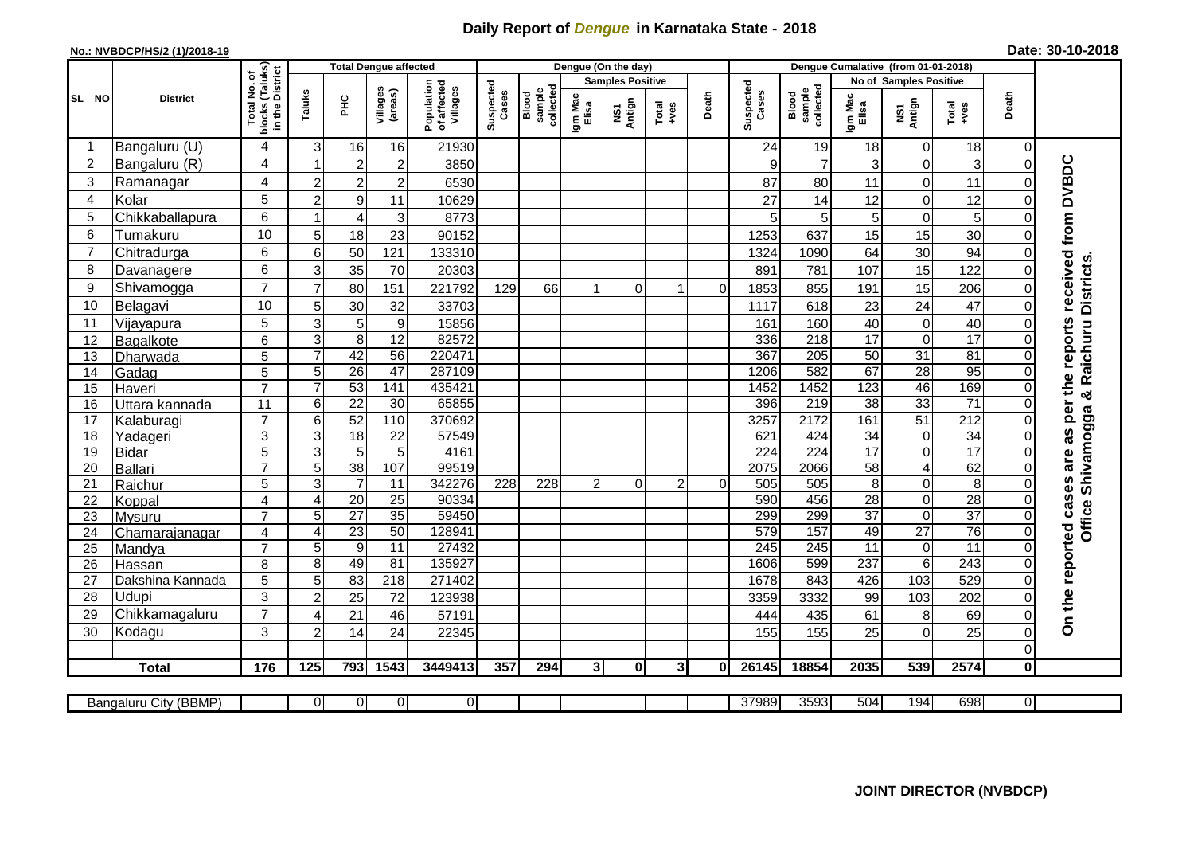# Daily Report of *Dengue* in Karnataka State - 2018

**No.: NVBDCP/HS/2 (1)/2018-19**

**Date: 30-10-2018**

| SL NO | District | Total No. of blocks (Taluks) in the District | Total Dengue affected | | | | Dengue (On the day) | | | | | | | Dengue Cumalative (from 01-01-2018) | | | | | | | |
|---|---|---|---|---|---|---|---|---|---|---|---|---|---|---|---|---|---|---|---|---|
| | | | Taluks | PHC | Villages (areas) | Population of affected Villages | Suspected Cases | Blood sample collected | Samples Positive | | | Death | Suspected Cases | Blood sample collected | No of Samples Positive | | | Death | |
| | | | | | | | | | Igm Mac Elisa | NS1 Antign | Total +ves | | | | Igm Mac Elisa | NS1 Antign | Total +ves | | |
| 1 | Bangaluru (U) | 4 | 3 | 16 | 16 | 21930 | | | | | | | 24 | 19 | 18 | 0 | 18 | 0 | On the reported cases are as per the reports received from DVBDC Office Shivamogga & Raichuru Districts. |
| 2 | Bangaluru (R) | 4 | 1 | 2 | 2 | 3850 | | | | | | | 9 | 7 | 3 | 0 | 3 | 0 | |
| 3 | Ramanagar | 4 | 2 | 2 | 2 | 6530 | | | | | | | 87 | 80 | 11 | 0 | 11 | 0 | |
| 4 | Kolar | 5 | 2 | 9 | 11 | 10629 | | | | | | | 27 | 14 | 12 | 0 | 12 | 0 | |
| 5 | Chikkaballapura | 6 | 1 | 4 | 3 | 8773 | | | | | | | 5 | 5 | 5 | 0 | 5 | 0 | |
| 6 | Tumakuru | 10 | 5 | 18 | 23 | 90152 | | | | | | | 1253 | 637 | 15 | 15 | 30 | 0 | |
| 7 | Chitradurga | 6 | 6 | 50 | 121 | 133310 | | | | | | | 1324 | 1090 | 64 | 30 | 94 | 0 | |
| 8 | Davanagere | 6 | 3 | 35 | 70 | 20303 | | | | | | | 891 | 781 | 107 | 15 | 122 | 0 | |
| 9 | Shivamogga | 7 | 7 | 80 | 151 | 221792 | 129 | 66 | 1 | 0 | 1 | 0 | 1853 | 855 | 191 | 15 | 206 | 0 | |
| 10 | Belagavi | 10 | 5 | 30 | 32 | 33703 | | | | | | | 1117 | 618 | 23 | 24 | 47 | 0 | |
| 11 | Vijayapura | 5 | 3 | 5 | 9 | 15856 | | | | | | | 161 | 160 | 40 | 0 | 40 | 0 | |
| 12 | Bagalkote | 6 | 3 | 8 | 12 | 82572 | | | | | | | 336 | 218 | 17 | 0 | 17 | 0 | |
| 13 | Dharwada | 5 | 7 | 42 | 56 | 220471 | | | | | | | 367 | 205 | 50 | 31 | 81 | 0 | |
| 14 | Gadag | 5 | 5 | 26 | 47 | 287109 | | | | | | | 1206 | 582 | 67 | 28 | 95 | 0 | |
| 15 | Haveri | 7 | 7 | 53 | 141 | 435421 | | | | | | | 1452 | 1452 | 123 | 46 | 169 | 0 | |
| 16 | Uttara kannada | 11 | 6 | 22 | 30 | 65855 | | | | | | | 396 | 219 | 38 | 33 | 71 | 0 | |
| 17 | Kalaburagi | 7 | 6 | 52 | 110 | 370692 | | | | | | | 3257 | 2172 | 161 | 51 | 212 | 0 | |
| 18 | Yadageri | 3 | 3 | 18 | 22 | 57549 | | | | | | | 621 | 424 | 34 | 0 | 34 | 0 | |
| 19 | Bidar | 5 | 3 | 5 | 5 | 4161 | | | | | | | 224 | 224 | 17 | 0 | 17 | 0 | |
| 20 | Ballari | 7 | 5 | 38 | 107 | 99519 | | | | | | | 2075 | 2066 | 58 | 4 | 62 | 0 | |
| 21 | Raichur | 5 | 3 | 7 | 11 | 342276 | 228 | 228 | 2 | 0 | 2 | 0 | 505 | 505 | 8 | 0 | 8 | 0 | |
| 22 | Koppal | 4 | 4 | 20 | 25 | 90334 | | | | | | | 590 | 456 | 28 | 0 | 28 | 0 | |
| 23 | Mysuru | 7 | 5 | 27 | 35 | 59450 | | | | | | | 299 | 299 | 37 | 0 | 37 | 0 | |
| 24 | Chamarajanagar | 4 | 4 | 23 | 50 | 128941 | | | | | | | 579 | 157 | 49 | 27 | 76 | 0 | |
| 25 | Mandya | 7 | 5 | 9 | 11 | 27432 | | | | | | | 245 | 245 | 11 | 0 | 11 | 0 | |
| 26 | Hassan | 8 | 8 | 49 | 81 | 135927 | | | | | | | 1606 | 599 | 237 | 6 | 243 | 0 | |
| 27 | Dakshina Kannada | 5 | 5 | 83 | 218 | 271402 | | | | | | | 1678 | 843 | 426 | 103 | 529 | 0 | |
| 28 | Udupi | 3 | 2 | 25 | 72 | 123938 | | | | | | | 3359 | 3332 | 99 | 103 | 202 | 0 | |
| 29 | Chikkamagaluru | 7 | 4 | 21 | 46 | 57191 | | | | | | | 444 | 435 | 61 | 8 | 69 | 0 | |
| 30 | Kodagu | 3 | 2 | 14 | 24 | 22345 | | | | | | | 155 | 155 | 25 | 0 | 25 | 0 | |
| | | | | | | | | | | | | | | | | | | 0 | |
| | **Total** | **176** | **125** | **793** | **1543** | **3449413** | **357** | **294** | **3** | **0** | **3** | **0** | **26145** | **18854** | **2035** | **539** | **2574** | **0** | |

| | Bangaluru City (BBMP) | | 0 | 0 | 0 | 0 | | | | | | | 37989 | 3593 | 504 | 194 | 698 | 0 | |
|---|---|---|---|---|---|---|---|---|---|---|---|---|---|---|---|---|---|---|---|

**JOINT DIRECTOR (NVBDCP)**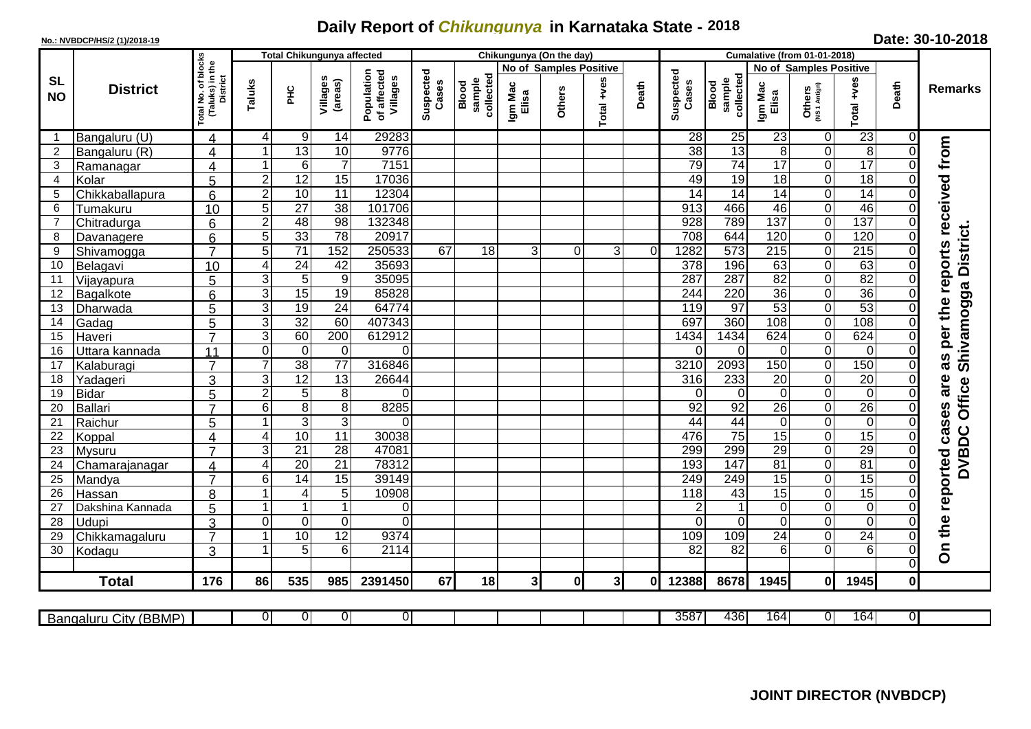# Daily Report of *Chikungunya* in Karnataka State - 2018

**No.: NVBDCP/HS/2 (1)/2018-19**

**Date: 30-10-2018**

| SL NO | District | Total No. of blocks (Taluks) in the District | Total Chikungunya affected | | | | Chikungunya (On the day) | | | | | | Cumalative (from 01-01-2018) | | | | | | Remarks |
|---|---|---|---|---|---|---|---|---|---|---|---|---|---|---|---|---|---|---|---|
| | | | Taluks | PHC | Villages (areas) | Population of affected Villages | Suspected Cases | Blood sample collected | No of Samples Positive | | | Death | Suspected Cases | Blood sample collected | No of Samples Positive | | | Death | |
| | | | | | | | | | Igm Mac Elisa | Others | Total +ves | | | | Igm Mac Elisa | Others (NS1 Antigen) | Total +ves | | |
| 1 | Bangaluru (U) | 4 | 4 | 9 | 14 | 29283 | | | | | | | 28 | 25 | 23 | 0 | 23 | 0 | On the reported cases are as per the reports received from DVBDC Office Shivamogga District. |
| 2 | Bangaluru (R) | 4 | 1 | 13 | 10 | 9776 | | | | | | | 38 | 13 | 8 | 0 | 8 | 0 | |
| 3 | Ramanagar | 4 | 1 | 6 | 7 | 7151 | | | | | | | 79 | 74 | 17 | 0 | 17 | 0 | |
| 4 | Kolar | 5 | 2 | 12 | 15 | 17036 | | | | | | | 49 | 19 | 18 | 0 | 18 | 0 | |
| 5 | Chikkaballapura | 6 | 2 | 10 | 11 | 12304 | | | | | | | 14 | 14 | 14 | 0 | 14 | 0 | |
| 6 | Tumakuru | 10 | 5 | 27 | 38 | 101706 | | | | | | | 913 | 466 | 46 | 0 | 46 | 0 | |
| 7 | Chitradurga | 6 | 2 | 48 | 98 | 132348 | | | | | | | 928 | 789 | 137 | 0 | 137 | 0 | |
| 8 | Davanagere | 6 | 5 | 33 | 78 | 20917 | | | | | | | 708 | 644 | 120 | 0 | 120 | 0 | |
| 9 | Shivamogga | 7 | 5 | 71 | 152 | 250533 | 67 | 18 | 3 | 0 | 3 | 0 | 1282 | 573 | 215 | 0 | 215 | 0 | |
| 10 | Belagavi | 10 | 4 | 24 | 42 | 35693 | | | | | | | 378 | 196 | 63 | 0 | 63 | 0 | |
| 11 | Vijayapura | 5 | 3 | 5 | 9 | 35095 | | | | | | | 287 | 287 | 82 | 0 | 82 | 0 | |
| 12 | Bagalkote | 6 | 3 | 15 | 19 | 85828 | | | | | | | 244 | 220 | 36 | 0 | 36 | 0 | |
| 13 | Dharwada | 5 | 3 | 19 | 24 | 64774 | | | | | | | 119 | 97 | 53 | 0 | 53 | 0 | |
| 14 | Gadag | 5 | 3 | 32 | 60 | 407343 | | | | | | | 697 | 360 | 108 | 0 | 108 | 0 | |
| 15 | Haveri | 7 | 3 | 60 | 200 | 612912 | | | | | | | 1434 | 1434 | 624 | 0 | 624 | 0 | |
| 16 | Uttara kannada | 11 | 0 | 0 | 0 | 0 | | | | | | | 0 | 0 | 0 | 0 | 0 | 0 | |
| 17 | Kalaburagi | 7 | 7 | 38 | 77 | 316846 | | | | | | | 3210 | 2093 | 150 | 0 | 150 | 0 | |
| 18 | Yadageri | 3 | 3 | 12 | 13 | 26644 | | | | | | | 316 | 233 | 20 | 0 | 20 | 0 | |
| 19 | Bidar | 5 | 2 | 5 | 8 | 0 | | | | | | | 0 | 0 | 0 | 0 | 0 | 0 | |
| 20 | Ballari | 7 | 6 | 8 | 8 | 8285 | | | | | | | 92 | 92 | 26 | 0 | 26 | 0 | |
| 21 | Raichur | 5 | 1 | 3 | 3 | 0 | | | | | | | 44 | 44 | 0 | 0 | 0 | 0 | |
| 22 | Koppal | 4 | 4 | 10 | 11 | 30038 | | | | | | | 476 | 75 | 15 | 0 | 15 | 0 | |
| 23 | Mysuru | 7 | 3 | 21 | 28 | 47081 | | | | | | | 299 | 299 | 29 | 0 | 29 | 0 | |
| 24 | Chamarajanagar | 4 | 4 | 20 | 21 | 78312 | | | | | | | 193 | 147 | 81 | 0 | 81 | 0 | |
| 25 | Mandya | 7 | 6 | 14 | 15 | 39149 | | | | | | | 249 | 249 | 15 | 0 | 15 | 0 | |
| 26 | Hassan | 8 | 1 | 4 | 5 | 10908 | | | | | | | 118 | 43 | 15 | 0 | 15 | 0 | |
| 27 | Dakshina Kannada | 5 | 1 | 1 | 1 | 0 | | | | | | | 2 | 1 | 0 | 0 | 0 | 0 | |
| 28 | Udupi | 3 | 0 | 0 | 0 | 0 | | | | | | | 0 | 0 | 0 | 0 | 0 | 0 | |
| 29 | Chikkamagaluru | 7 | 1 | 10 | 12 | 9374 | | | | | | | 109 | 109 | 24 | 0 | 24 | 0 | |
| 30 | Kodagu | 3 | 1 | 5 | 6 | 2114 | | | | | | | 82 | 82 | 6 | 0 | 6 | 0 | |
| | | | | | | | | | | | | | | | | | | 0 | |
| | **Total** | **176** | **86** | **535** | **985** | **2391450** | **67** | **18** | **3** | **0** | **3** | **0** | **12388** | **8678** | **1945** | **0** | **1945** | **0** | |

| | | | | | | | | | | | | | | | | | |
|---|---|---|---|---|---|---|---|---|---|---|---|---|---|---|---|---|---|
| Bangaluru City (BBMP) | | 0 | 0 | 0 | 0 | | | | | | | 3587 | 436 | 164 | 0 | 164 | 0 |

**JOINT DIRECTOR (NVBDCP)**